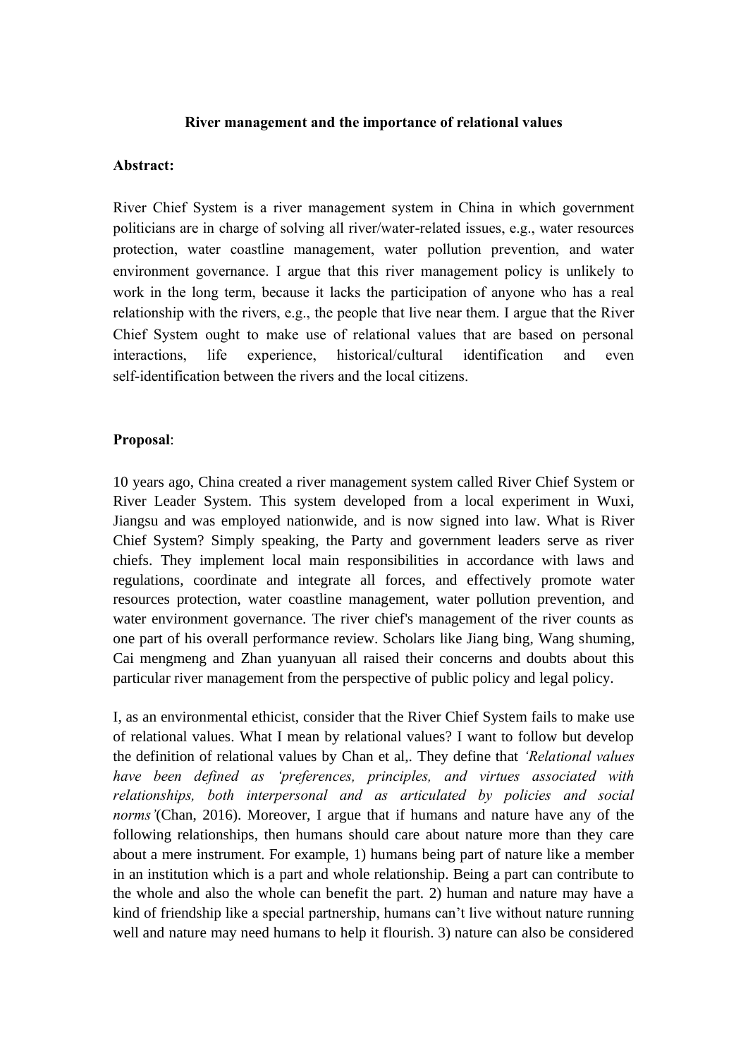# River management and the importance of relational values

**Abstract:**

River Chief System is a river management system in China in which government politicians are in charge of solving all river/water-related issues, e.g., water resources protection, water coastline management, water pollution prevention, and water environment governance. I argue that this river management policy is unlikely to work in the long term, because it lacks the participation of anyone who has a real relationship with the rivers, e.g., the people that live near them. I argue that the River Chief System ought to make use of relational values that are based on personal interactions, life experience, historical/cultural identification and even self-identification between the rivers and the local citizens.

**Proposal**:

10 years ago, China created a river management system called River Chief System or River Leader System. This system developed from a local experiment in Wuxi, Jiangsu and was employed nationwide, and is now signed into law. What is River Chief System? Simply speaking, the Party and government leaders serve as river chiefs. They implement local main responsibilities in accordance with laws and regulations, coordinate and integrate all forces, and effectively promote water resources protection, water coastline management, water pollution prevention, and water environment governance. The river chief's management of the river counts as one part of his overall performance review. Scholars like Jiang bing, Wang shuming, Cai mengmeng and Zhan yuanyuan all raised their concerns and doubts about this particular river management from the perspective of public policy and legal policy.

I, as an environmental ethicist, consider that the River Chief System fails to make use of relational values. What I mean by relational values? I want to follow but develop the definition of relational values by Chan et al,. They define that *'Relational values have been defined as 'preferences, principles, and virtues associated with relationships, both interpersonal and as articulated by policies and social norms'*(Chan, 2016). Moreover, I argue that if humans and nature have any of the following relationships, then humans should care about nature more than they care about a mere instrument. For example, 1) humans being part of nature like a member in an institution which is a part and whole relationship. Being a part can contribute to the whole and also the whole can benefit the part. 2) human and nature may have a kind of friendship like a special partnership, humans can't live without nature running well and nature may need humans to help it flourish. 3) nature can also be considered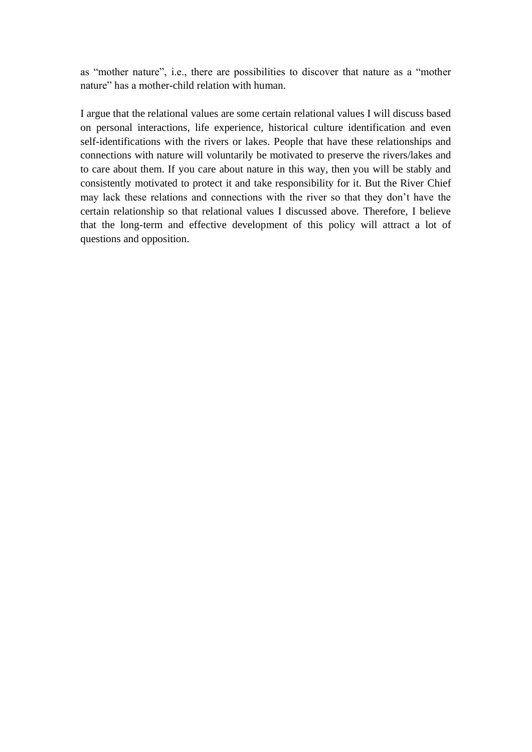as "mother nature", i.e., there are possibilities to discover that nature as a "mother nature" has a mother-child relation with human.

I argue that the relational values are some certain relational values I will discuss based on personal interactions, life experience, historical culture identification and even self-identifications with the rivers or lakes. People that have these relationships and connections with nature will voluntarily be motivated to preserve the rivers/lakes and to care about them. If you care about nature in this way, then you will be stably and consistently motivated to protect it and take responsibility for it. But the River Chief may lack these relations and connections with the river so that they don't have the certain relationship so that relational values I discussed above. Therefore, I believe that the long-term and effective development of this policy will attract a lot of questions and opposition.